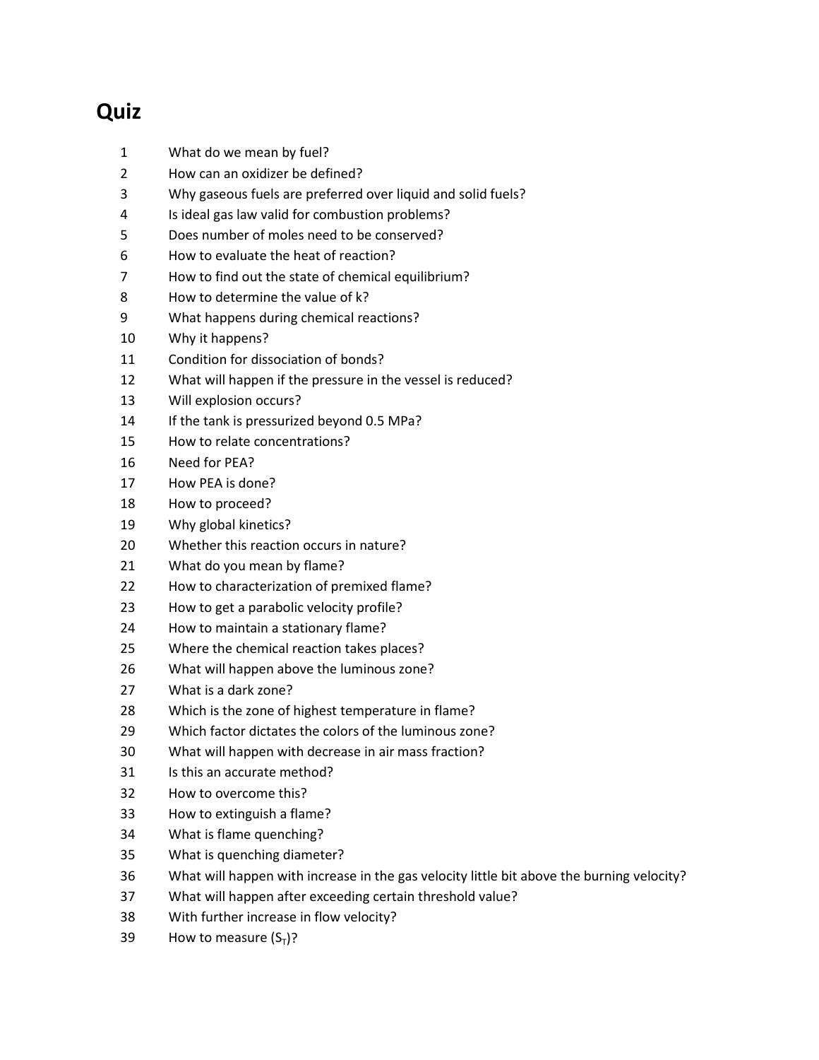# Quiz

1. What do we mean by fuel?
2. How can an oxidizer be defined?
3. Why gaseous fuels are preferred over liquid and solid fuels?
4. Is ideal gas law valid for combustion problems?
5. Does number of moles need to be conserved?
6. How to evaluate the heat of reaction?
7. How to find out the state of chemical equilibrium?
8. How to determine the value of k?
9. What happens during chemical reactions?
10. Why it happens?
11. Condition for dissociation of bonds?
12. What will happen if the pressure in the vessel is reduced?
13. Will explosion occurs?
14. If the tank is pressurized beyond 0.5 MPa?
15. How to relate concentrations?
16. Need for PEA?
17. How PEA is done?
18. How to proceed?
19. Why global kinetics?
20. Whether this reaction occurs in nature?
21. What do you mean by flame?
22. How to characterization of premixed flame?
23. How to get a parabolic velocity profile?
24. How to maintain a stationary flame?
25. Where the chemical reaction takes places?
26. What will happen above the luminous zone?
27. What is a dark zone?
28. Which is the zone of highest temperature in flame?
29. Which factor dictates the colors of the luminous zone?
30. What will happen with decrease in air mass fraction?
31. Is this an accurate method?
32. How to overcome this?
33. How to extinguish a flame?
34. What is flame quenching?
35. What is quenching diameter?
36. What will happen with increase in the gas velocity little bit above the burning velocity?
37. What will happen after exceeding certain threshold value?
38. With further increase in flow velocity?
39. How to measure ($S_T$)?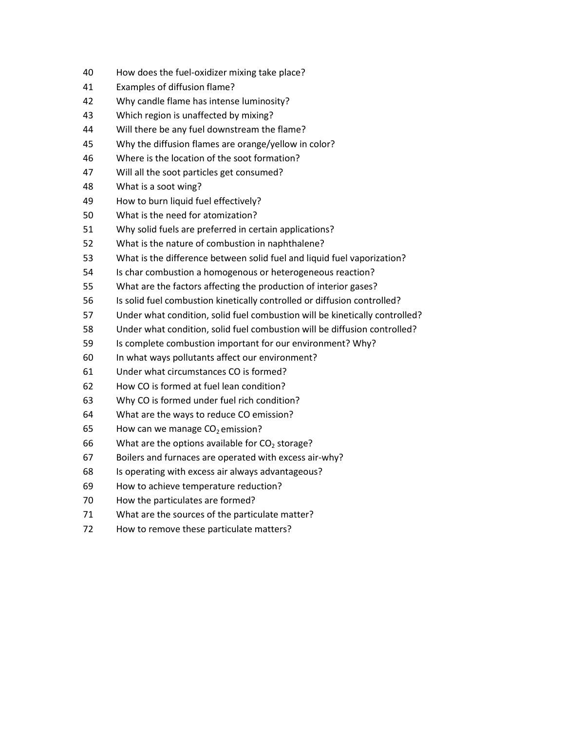40 How does the fuel-oxidizer mixing take place?

41 Examples of diffusion flame?

42 Why candle flame has intense luminosity?

43 Which region is unaffected by mixing?

44 Will there be any fuel downstream the flame?

45 Why the diffusion flames are orange/yellow in color?

46 Where is the location of the soot formation?

47 Will all the soot particles get consumed?

48 What is a soot wing?

49 How to burn liquid fuel effectively?

50 What is the need for atomization?

51 Why solid fuels are preferred in certain applications?

52 What is the nature of combustion in naphthalene?

53 What is the difference between solid fuel and liquid fuel vaporization?

54 Is char combustion a homogenous or heterogeneous reaction?

55 What are the factors affecting the production of interior gases?

56 Is solid fuel combustion kinetically controlled or diffusion controlled?

57 Under what condition, solid fuel combustion will be kinetically controlled?

58 Under what condition, solid fuel combustion will be diffusion controlled?

59 Is complete combustion important for our environment? Why?

60 In what ways pollutants affect our environment?

61 Under what circumstances CO is formed?

62 How CO is formed at fuel lean condition?

63 Why CO is formed under fuel rich condition?

64 What are the ways to reduce CO emission?

65 How can we manage $CO_2$ emission?

66 What are the options available for $CO_2$ storage?

67 Boilers and furnaces are operated with excess air-why?

68 Is operating with excess air always advantageous?

69 How to achieve temperature reduction?

70 How the particulates are formed?

71 What are the sources of the particulate matter?

72 How to remove these particulate matters?